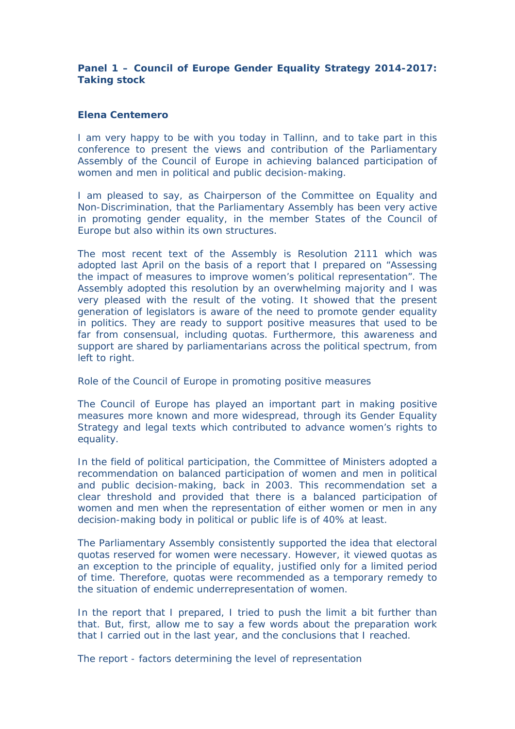**Panel 1 – Council of Europe Gender Equality Strategy 2014-2017: Taking stock**

**Elena Centemero**

I am very happy to be with you today in Tallinn, and to take part in this conference to present the views and contribution of the Parliamentary Assembly of the Council of Europe in achieving balanced participation of women and men in political and public decision-making.

I am pleased to say, as Chairperson of the Committee on Equality and Non-Discrimination, that the Parliamentary Assembly has been very active in promoting gender equality, in the member States of the Council of Europe but also within its own structures.

The most recent text of the Assembly is Resolution 2111 which was adopted last April on the basis of a report that I prepared on "Assessing the impact of measures to improve women's political representation". The Assembly adopted this resolution by an overwhelming majority and I was very pleased with the result of the voting. It showed that the present generation of legislators is aware of the need to promote gender equality in politics. They are ready to support positive measures that used to be far from consensual, including quotas. Furthermore, this awareness and support are shared by parliamentarians across the political spectrum, from left to right.

Role of the Council of Europe in promoting positive measures

The Council of Europe has played an important part in making positive measures more known and more widespread, through its Gender Equality Strategy and legal texts which contributed to advance women's rights to equality.

In the field of political participation, the Committee of Ministers adopted a recommendation on balanced participation of women and men in political and public decision-making, back in 2003. This recommendation set a clear threshold and provided that there is a balanced participation of women and men when the representation of either women or men in any decision-making body in political or public life is of 40% at least.

The Parliamentary Assembly consistently supported the idea that electoral quotas reserved for women were necessary. However, it viewed quotas as an exception to the principle of equality, justified only for a limited period of time. Therefore, quotas were recommended as a temporary remedy to the situation of endemic underrepresentation of women.

In the report that I prepared, I tried to push the limit a bit further than that. But, first, allow me to say a few words about the preparation work that I carried out in the last year, and the conclusions that I reached.

The report - factors determining the level of representation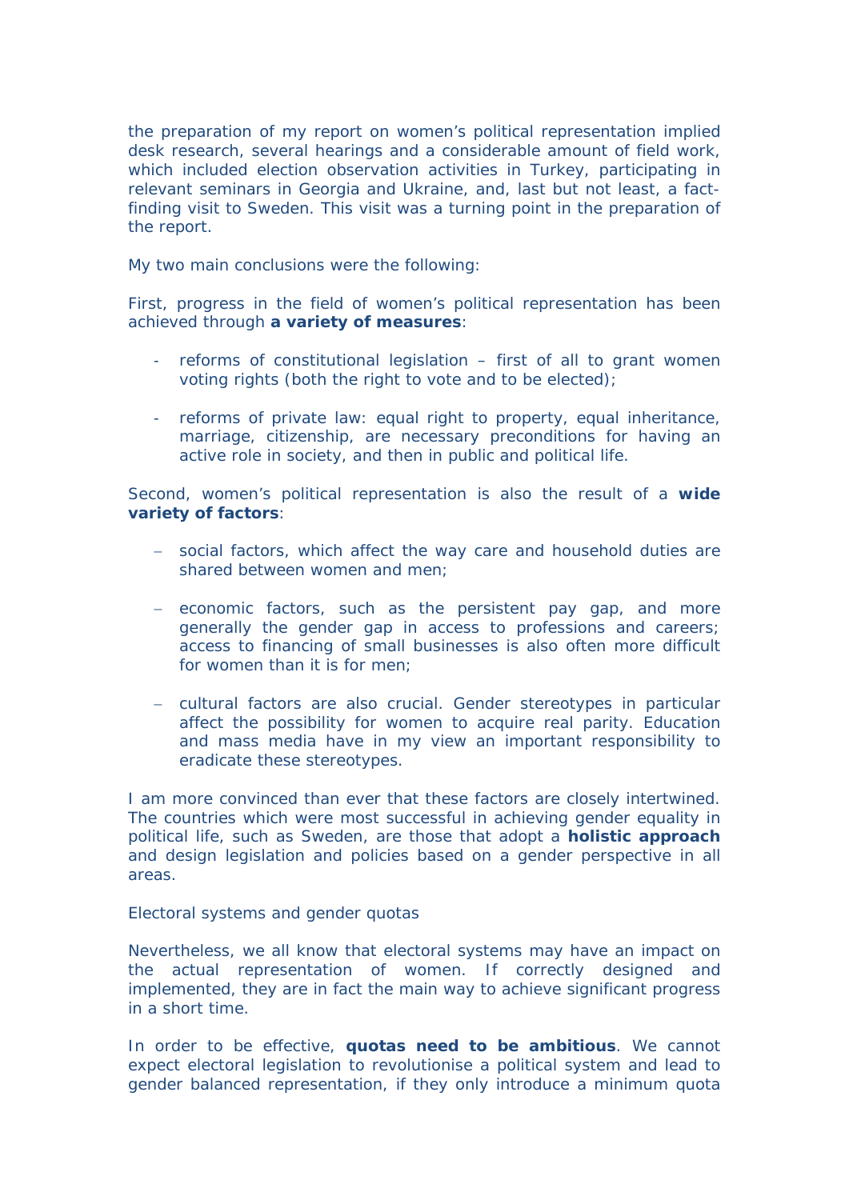the preparation of my report on women's political representation implied desk research, several hearings and a considerable amount of field work, which included election observation activities in Turkey, participating in relevant seminars in Georgia and Ukraine, and, last but not least, a fact-finding visit to Sweden. This visit was a turning point in the preparation of the report.

My two main conclusions were the following:

First, progress in the field of women's political representation has been achieved through **a variety of measures**:

- reforms of constitutional legislation – first of all to grant women voting rights (both the right to vote and to be elected);

- reforms of private law: equal right to property, equal inheritance, marriage, citizenship, are necessary preconditions for having an active role in society, and then in public and political life.

Second, women's political representation is also the result of a **wide variety of factors**:

- social factors, which affect the way care and household duties are shared between women and men;

- economic factors, such as the persistent pay gap, and more generally the gender gap in access to professions and careers; access to financing of small businesses is also often more difficult for women than it is for men;

- cultural factors are also crucial. Gender stereotypes in particular affect the possibility for women to acquire real parity. Education and mass media have in my view an important responsibility to eradicate these stereotypes.

I am more convinced than ever that these factors are closely intertwined. The countries which were most successful in achieving gender equality in political life, such as Sweden, are those that adopt a **holistic approach** and design legislation and policies based on a gender perspective in all areas.

Electoral systems and gender quotas

Nevertheless, we all know that electoral systems may have an impact on the actual representation of women. If correctly designed and implemented, they are in fact the main way to achieve significant progress in a short time.

In order to be effective, **quotas need to be ambitious**. We cannot expect electoral legislation to revolutionise a political system and lead to gender balanced representation, if they only introduce a minimum quota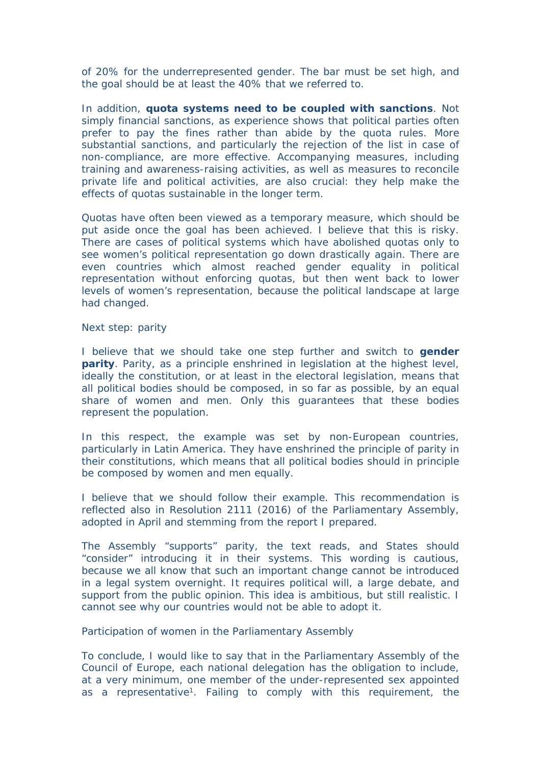of 20% for the underrepresented gender. The bar must be set high, and the goal should be at least the 40% that we referred to.

In addition, **quota systems need to be coupled with sanctions**. Not simply financial sanctions, as experience shows that political parties often prefer to pay the fines rather than abide by the quota rules. More substantial sanctions, and particularly the rejection of the list in case of non-compliance, are more effective. Accompanying measures, including training and awareness-raising activities, as well as measures to reconcile private life and political activities, are also crucial: they help make the effects of quotas sustainable in the longer term.

Quotas have often been viewed as a temporary measure, which should be put aside once the goal has been achieved. I believe that this is risky. There are cases of political systems which have abolished quotas only to see women's political representation go down drastically again. There are even countries which almost reached gender equality in political representation without enforcing quotas, but then went back to lower levels of women's representation, because the political landscape at large had changed.

## Next step: parity

I believe that we should take one step further and switch to **gender parity**. Parity, as a principle enshrined in legislation at the highest level, ideally the constitution, or at least in the electoral legislation, means that all political bodies should be composed, in so far as possible, by an equal share of women and men. Only this guarantees that these bodies represent the population.

In this respect, the example was set by non-European countries, particularly in Latin America. They have enshrined the principle of parity in their constitutions, which means that all political bodies should in principle be composed by women and men equally.

I believe that we should follow their example. This recommendation is reflected also in Resolution 2111 (2016) of the Parliamentary Assembly, adopted in April and stemming from the report I prepared.

The Assembly "supports" parity, the text reads, and States should "consider" introducing it in their systems. This wording is cautious, because we all know that such an important change cannot be introduced in a legal system overnight. It requires political will, a large debate, and support from the public opinion. This idea is ambitious, but still realistic. I cannot see why our countries would not be able to adopt it.

## Participation of women in the Parliamentary Assembly

To conclude, I would like to say that in the Parliamentary Assembly of the Council of Europe, each national delegation has the obligation to include, at a very minimum, one member of the under-represented sex appointed as a representative[1]. Failing to comply with this requirement, the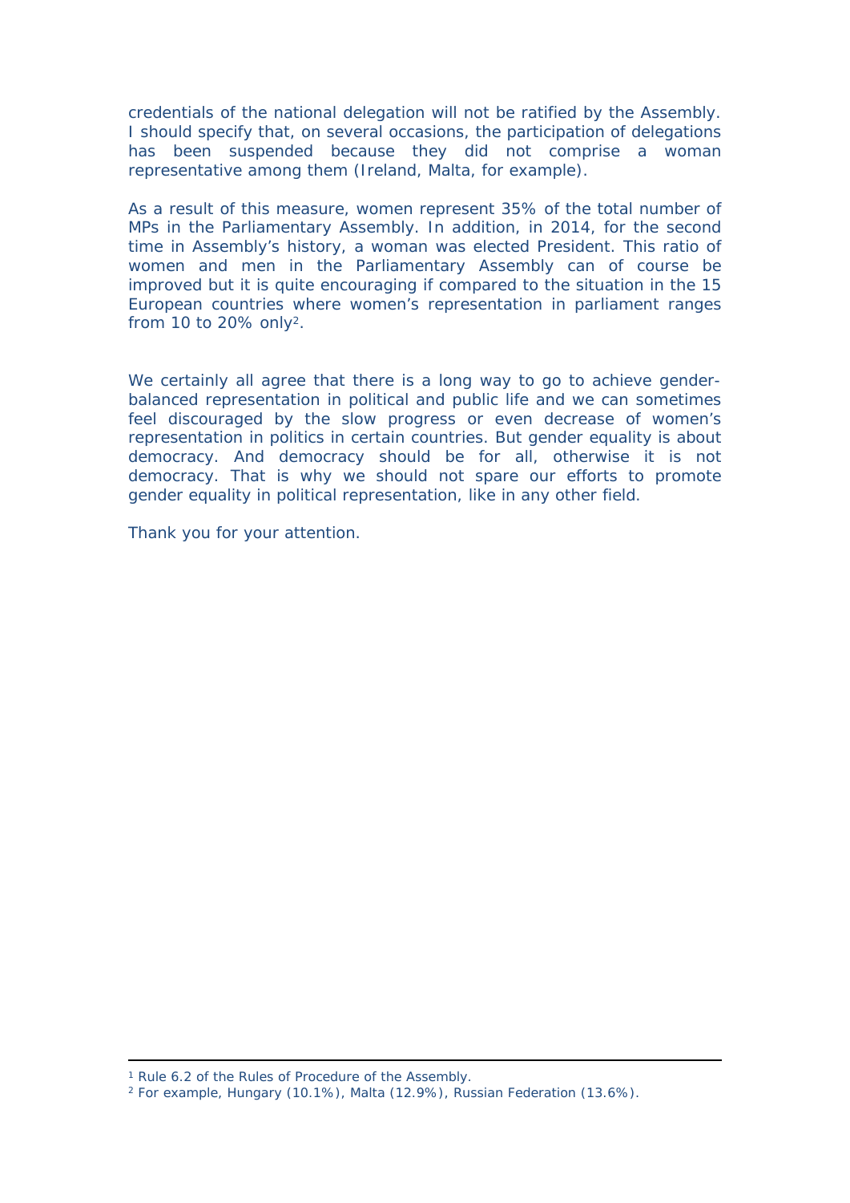credentials of the national delegation will not be ratified by the Assembly. I should specify that, on several occasions, the participation of delegations has been suspended because they did not comprise a woman representative among them (Ireland, Malta, for example).

As a result of this measure, women represent 35% of the total number of MPs in the Parliamentary Assembly. In addition, in 2014, for the second time in Assembly's history, a woman was elected President. This ratio of women and men in the Parliamentary Assembly can of course be improved but it is quite encouraging if compared to the situation in the 15 European countries where women's representation in parliament ranges from 10 to 20% only[2].

We certainly all agree that there is a long way to go to achieve gender-balanced representation in political and public life and we can sometimes feel discouraged by the slow progress or even decrease of women's representation in politics in certain countries. But gender equality is about democracy. And democracy should be for all, otherwise it is not democracy. That is why we should not spare our efforts to promote gender equality in political representation, like in any other field.

Thank you for your attention.

---

[1] Rule 6.2 of the Rules of Procedure of the Assembly.

[2] For example, Hungary (10.1%), Malta (12.9%), Russian Federation (13.6%).